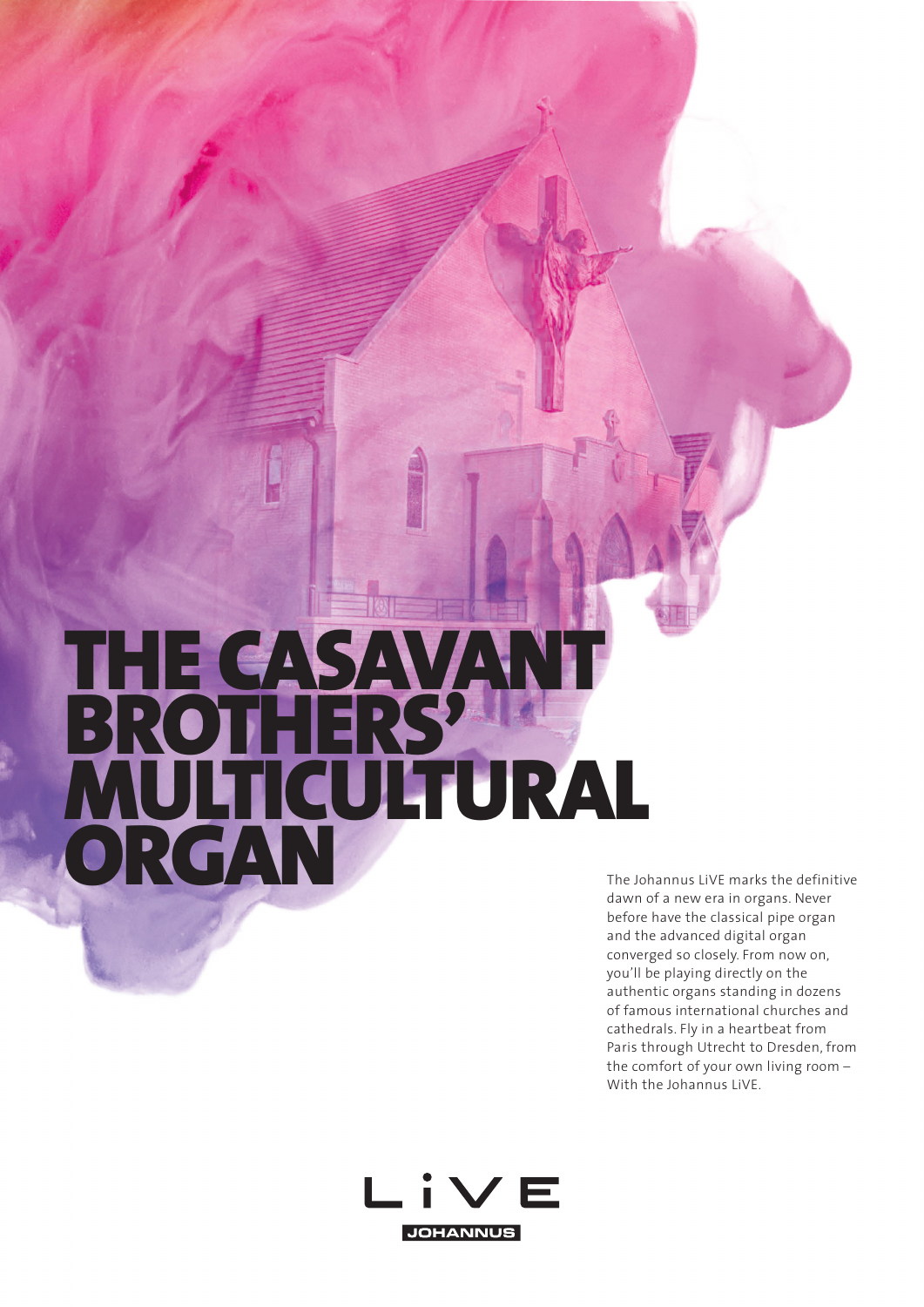# THE CASAVANT BROTHERS' MULTICULTURAL ORGAN

The Johannus LiVE marks the definitive dawn of a new era in organs. Never before have the classical pipe organ and the advanced digital organ converged so closely. From now on, you'll be playing directly on the authentic organs standing in dozens of famous international churches and cathedrals. Fly in a heartbeat from Paris through Utrecht to Dresden, from the comfort of your own living room – With the Johannus LiVE.

LiVE
JOHANNUS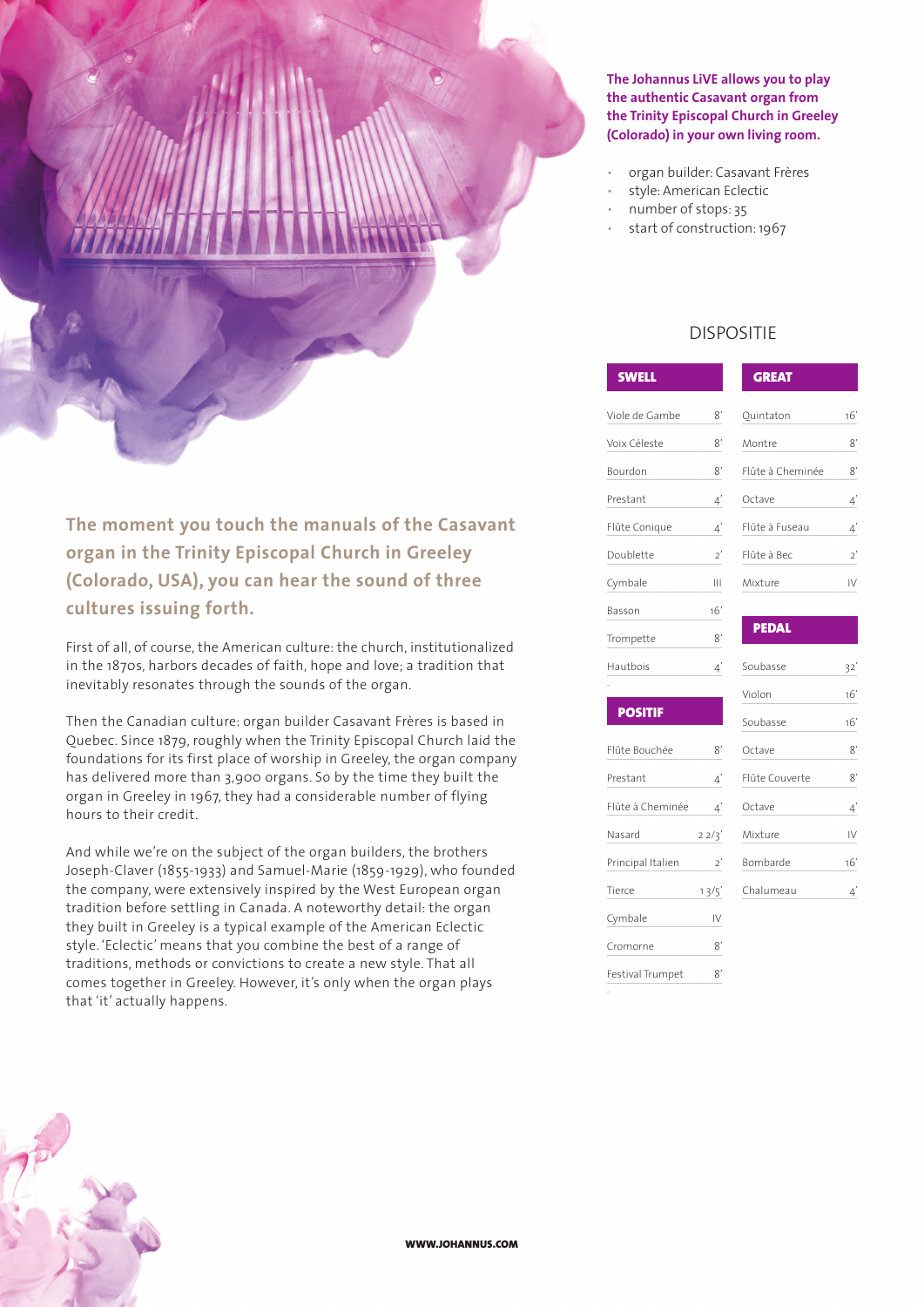**The Johannus LiVE allows you to play the authentic Casavant organ from the Trinity Episcopal Church in Greeley (Colorado) in your own living room.**

- organ builder: Casavant Frères
- style: American Eclectic
- number of stops: 35
- start of construction: 1967

## DISPOSITIE

| SWELL | |
|---|---|
| Viole de Gambe | 8' |
| Voix Céleste | 8' |
| Bourdon | 8' |
| Prestant | 4' |
| Flûte Conique | 4' |
| Doublette | 2' |
| Cymbale | III |
| Basson | 16' |
| Trompette | 8' |
| Hautbois | 4' |

| POSITIF | |
|---|---|
| Flûte Bouchée | 8' |
| Prestant | 4' |
| Flûte à Cheminée | 4' |
| Nasard | 2 2/3' |
| Principal Italien | 2' |
| Tierce | 1 3/5' |
| Cymbale | IV |
| Cromorne | 8' |
| Festival Trumpet | 8' |

| GREAT | |
|---|---|
| Quintaton | 16' |
| Montre | 8' |
| Flûte à Cheminée | 8' |
| Octave | 4' |
| Flûte à Fuseau | 4' |
| Flûte à Bec | 2' |
| Mixture | IV |

| PEDAL | |
|---|---|
| Soubasse | 32' |
| Violon | 16' |
| Soubasse | 16' |
| Octave | 8' |
| Flûte Couverte | 8' |
| Octave | 4' |
| Mixture | IV |
| Bombarde | 16' |
| Chalumeau | 4' |

## The moment you touch the manuals of the Casavant organ in the Trinity Episcopal Church in Greeley (Colorado, USA), you can hear the sound of three cultures issuing forth.

First of all, of course, the American culture: the church, institutionalized in the 1870s, harbors decades of faith, hope and love; a tradition that inevitably resonates through the sounds of the organ.

Then the Canadian culture: organ builder Casavant Frères is based in Quebec. Since 1879, roughly when the Trinity Episcopal Church laid the foundations for its first place of worship in Greeley, the organ company has delivered more than 3,900 organs. So by the time they built the organ in Greeley in 1967, they had a considerable number of flying hours to their credit.

And while we're on the subject of the organ builders, the brothers Joseph-Claver (1855-1933) and Samuel-Marie (1859-1929), who founded the company, were extensively inspired by the West European organ tradition before settling in Canada. A noteworthy detail: the organ they built in Greeley is a typical example of the American Eclectic style. 'Eclectic' means that you combine the best of a range of traditions, methods or convictions to create a new style. That all comes together in Greeley. However, it's only when the organ plays that 'it' actually happens.

WWW.JOHANNUS.COM